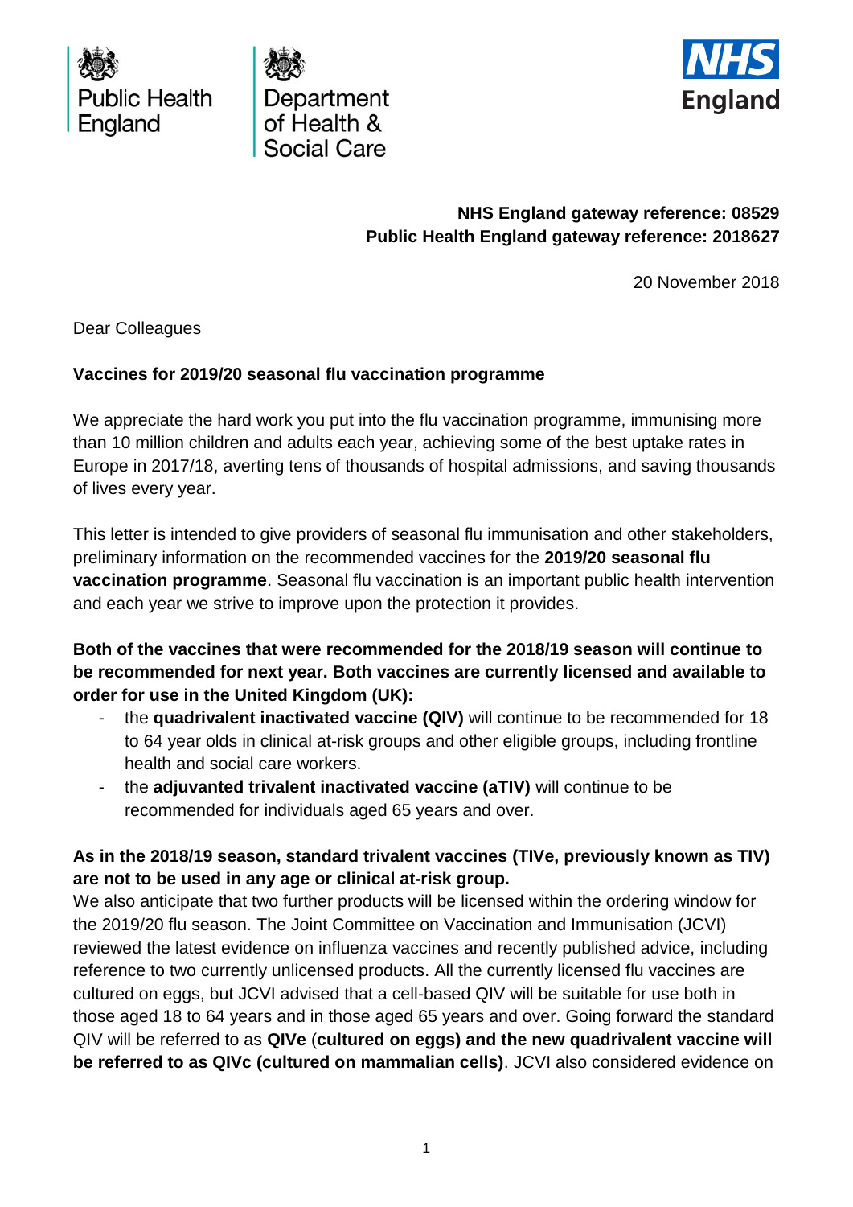Public Health England

Department of Health & Social Care

NHS England

**NHS England gateway reference: 08529**
**Public Health England gateway reference: 2018627**

20 November 2018

Dear Colleagues

**Vaccines for 2019/20 seasonal flu vaccination programme**

We appreciate the hard work you put into the flu vaccination programme, immunising more than 10 million children and adults each year, achieving some of the best uptake rates in Europe in 2017/18, averting tens of thousands of hospital admissions, and saving thousands of lives every year.

This letter is intended to give providers of seasonal flu immunisation and other stakeholders, preliminary information on the recommended vaccines for the **2019/20 seasonal flu vaccination programme**. Seasonal flu vaccination is an important public health intervention and each year we strive to improve upon the protection it provides.

**Both of the vaccines that were recommended for the 2018/19 season will continue to be recommended for next year. Both vaccines are currently licensed and available to order for use in the United Kingdom (UK):**

- the **quadrivalent inactivated vaccine (QIV)** will continue to be recommended for 18 to 64 year olds in clinical at-risk groups and other eligible groups, including frontline health and social care workers.
- the **adjuvanted trivalent inactivated vaccine (aTIV)** will continue to be recommended for individuals aged 65 years and over.

**As in the 2018/19 season, standard trivalent vaccines (TIVe, previously known as TIV) are not to be used in any age or clinical at-risk group.**

We also anticipate that two further products will be licensed within the ordering window for the 2019/20 flu season. The Joint Committee on Vaccination and Immunisation (JCVI) reviewed the latest evidence on influenza vaccines and recently published advice, including reference to two currently unlicensed products. All the currently licensed flu vaccines are cultured on eggs, but JCVI advised that a cell-based QIV will be suitable for use both in those aged 18 to 64 years and in those aged 65 years and over. Going forward the standard QIV will be referred to as **QIVe** (**cultured on eggs) and the new quadrivalent vaccine will be referred to as QIVc (cultured on mammalian cells)**. JCVI also considered evidence on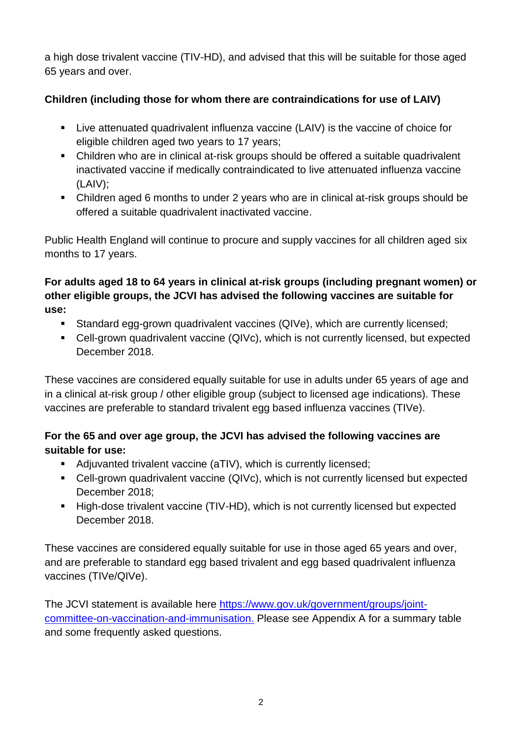a high dose trivalent vaccine (TIV-HD), and advised that this will be suitable for those aged 65 years and over.

**Children (including those for whom there are contraindications for use of LAIV)**

- Live attenuated quadrivalent influenza vaccine (LAIV) is the vaccine of choice for eligible children aged two years to 17 years;
- Children who are in clinical at-risk groups should be offered a suitable quadrivalent inactivated vaccine if medically contraindicated to live attenuated influenza vaccine (LAIV);
- Children aged 6 months to under 2 years who are in clinical at-risk groups should be offered a suitable quadrivalent inactivated vaccine.

Public Health England will continue to procure and supply vaccines for all children aged six months to 17 years.

**For adults aged 18 to 64 years in clinical at-risk groups (including pregnant women) or other eligible groups, the JCVI has advised the following vaccines are suitable for use:**

- Standard egg-grown quadrivalent vaccines (QIVe), which are currently licensed;
- Cell-grown quadrivalent vaccine (QIVc), which is not currently licensed, but expected December 2018.

These vaccines are considered equally suitable for use in adults under 65 years of age and in a clinical at-risk group / other eligible group (subject to licensed age indications). These vaccines are preferable to standard trivalent egg based influenza vaccines (TIVe).

**For the 65 and over age group, the JCVI has advised the following vaccines are suitable for use:**

- Adjuvanted trivalent vaccine (aTIV), which is currently licensed;
- Cell-grown quadrivalent vaccine (QIVc), which is not currently licensed but expected December 2018;
- High-dose trivalent vaccine (TIV-HD), which is not currently licensed but expected December 2018.

These vaccines are considered equally suitable for use in those aged 65 years and over, and are preferable to standard egg based trivalent and egg based quadrivalent influenza vaccines (TIVe/QIVe).

The JCVI statement is available here [https://www.gov.uk/government/groups/joint-committee-on-vaccination-and-immunisation.](https://www.gov.uk/government/groups/joint-committee-on-vaccination-and-immunisation) Please see Appendix A for a summary table and some frequently asked questions.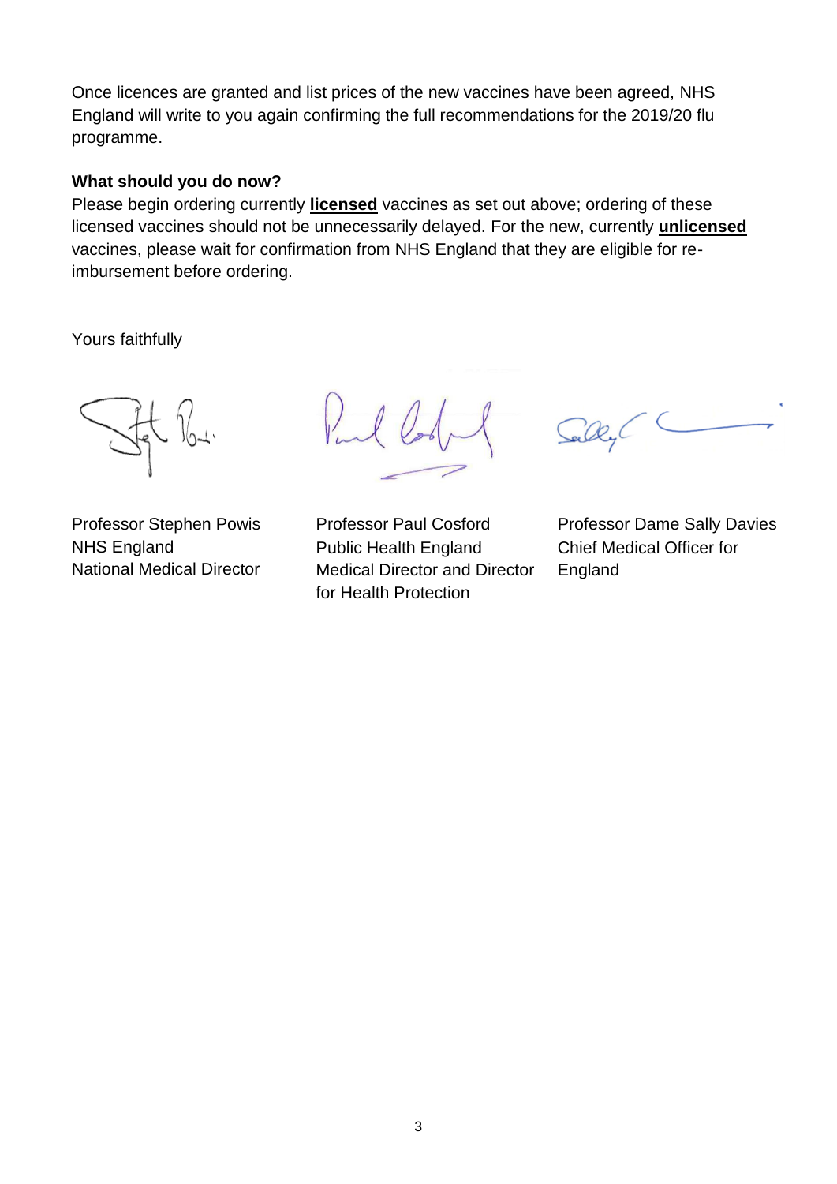Once licences are granted and list prices of the new vaccines have been agreed, NHS England will write to you again confirming the full recommendations for the 2019/20 flu programme.

**What should you do now?**

Please begin ordering currently **licensed** vaccines as set out above; ordering of these licensed vaccines should not be unnecessarily delayed. For the new, currently **unlicensed** vaccines, please wait for confirmation from NHS England that they are eligible for re-imbursement before ordering.

Yours faithfully

Professor Stephen Powis
NHS England
National Medical Director

Professor Paul Cosford
Public Health England
Medical Director and Director for Health Protection

Professor Dame Sally Davies
Chief Medical Officer for England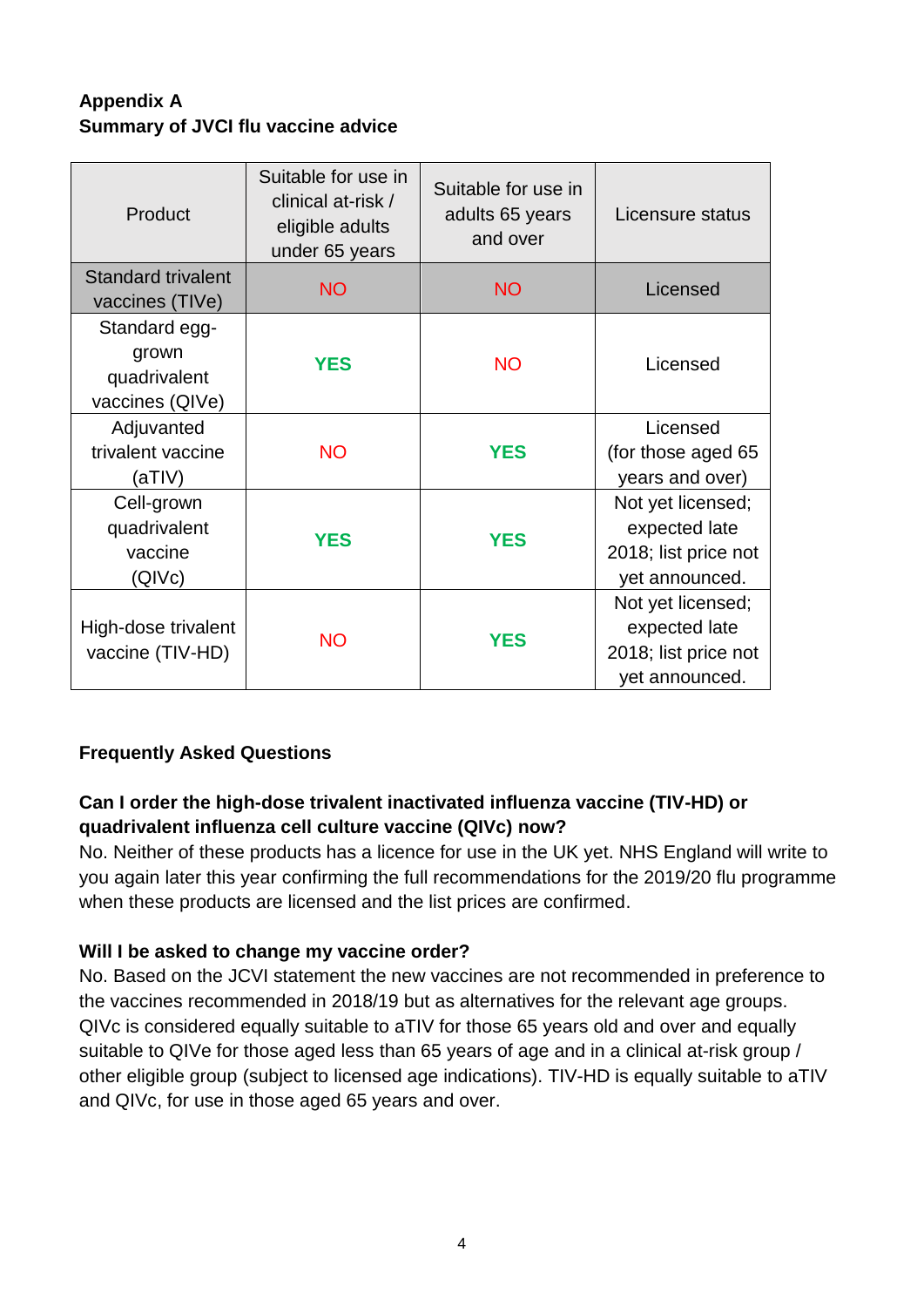**Appendix A**
**Summary of JVCI flu vaccine advice**

| Product | Suitable for use in clinical at-risk / eligible adults under 65 years | Suitable for use in adults 65 years and over | Licensure status |
|---|---|---|---|
| Standard trivalent vaccines (TIVe) | NO | NO | Licensed |
| Standard egg-grown quadrivalent vaccines (QIVe) | **YES** | NO | Licensed |
| Adjuvanted trivalent vaccine (aTIV) | NO | **YES** | Licensed (for those aged 65 years and over) |
| Cell-grown quadrivalent vaccine (QIVc) | **YES** | **YES** | Not yet licensed; expected late 2018; list price not yet announced. |
| High-dose trivalent vaccine (TIV-HD) | NO | **YES** | Not yet licensed; expected late 2018; list price not yet announced. |

**Frequently Asked Questions**

**Can I order the high-dose trivalent inactivated influenza vaccine (TIV-HD) or quadrivalent influenza cell culture vaccine (QIVc) now?**

No. Neither of these products has a licence for use in the UK yet. NHS England will write to you again later this year confirming the full recommendations for the 2019/20 flu programme when these products are licensed and the list prices are confirmed.

**Will I be asked to change my vaccine order?**

No. Based on the JCVI statement the new vaccines are not recommended in preference to the vaccines recommended in 2018/19 but as alternatives for the relevant age groups. QIVc is considered equally suitable to aTIV for those 65 years old and over and equally suitable to QIVe for those aged less than 65 years of age and in a clinical at-risk group / other eligible group (subject to licensed age indications). TIV-HD is equally suitable to aTIV and QIVc, for use in those aged 65 years and over.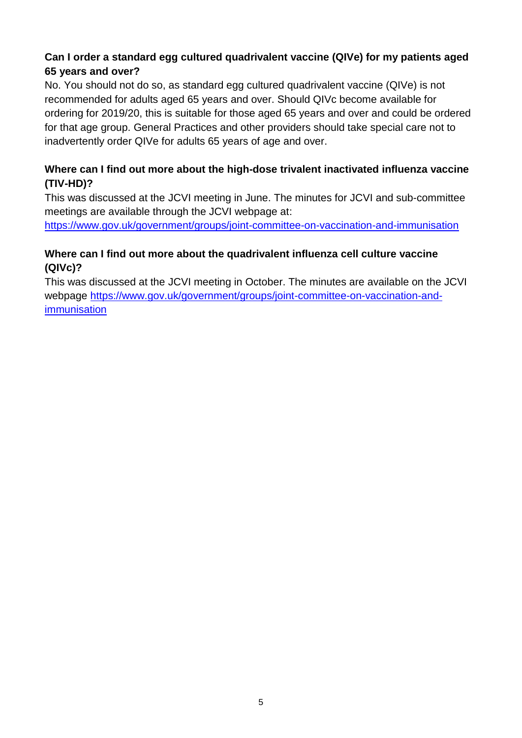**Can I order a standard egg cultured quadrivalent vaccine (QIVe) for my patients aged 65 years and over?**

No. You should not do so, as standard egg cultured quadrivalent vaccine (QIVe) is not recommended for adults aged 65 years and over. Should QIVc become available for ordering for 2019/20, this is suitable for those aged 65 years and over and could be ordered for that age group. General Practices and other providers should take special care not to inadvertently order QIVe for adults 65 years of age and over.

**Where can I find out more about the high-dose trivalent inactivated influenza vaccine (TIV-HD)?**

This was discussed at the JCVI meeting in June. The minutes for JCVI and sub-committee meetings are available through the JCVI webpage at: [https://www.gov.uk/government/groups/joint-committee-on-vaccination-and-immunisation](https://www.gov.uk/government/groups/joint-committee-on-vaccination-and-immunisation)

**Where can I find out more about the quadrivalent influenza cell culture vaccine (QIVc)?**

This was discussed at the JCVI meeting in October. The minutes are available on the JCVI webpage [https://www.gov.uk/government/groups/joint-committee-on-vaccination-and-immunisation](https://www.gov.uk/government/groups/joint-committee-on-vaccination-and-immunisation)